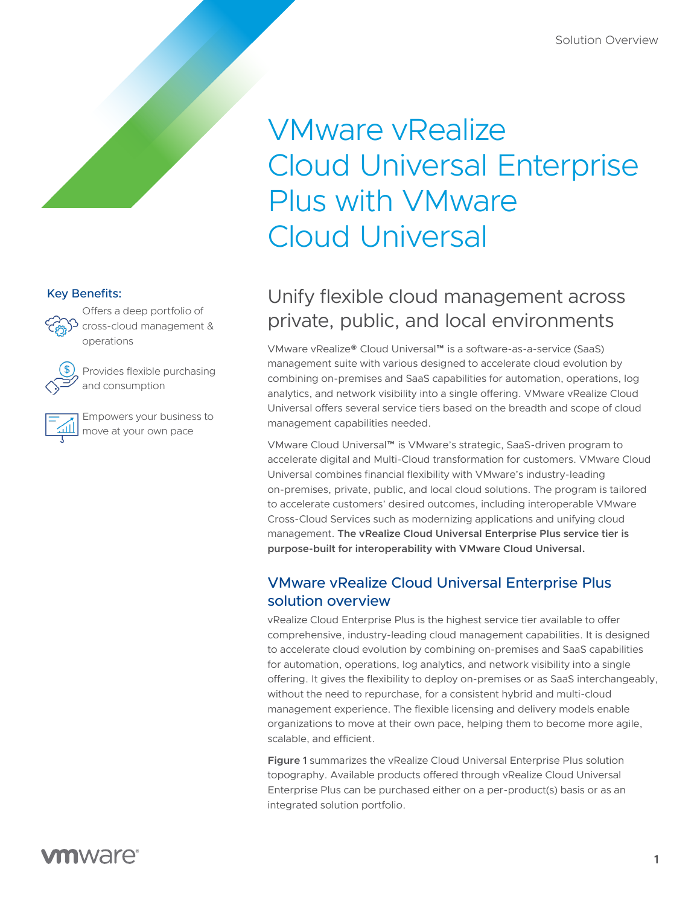Solution Overview

# VMware vRealize Cloud Universal Enterprise Plus with VMware Cloud Universal

**Key Benefits:**

- Offers a deep portfolio of cross-cloud management & operations
- Provides flexible purchasing and consumption
- Empowers your business to move at your own pace

## Unify flexible cloud management across private, public, and local environments

VMware vRealize® Cloud Universal™ is a software-as-a-service (SaaS) management suite with various designed to accelerate cloud evolution by combining on-premises and SaaS capabilities for automation, operations, log analytics, and network visibility into a single offering. VMware vRealize Cloud Universal offers several service tiers based on the breadth and scope of cloud management capabilities needed.

VMware Cloud Universal™ is VMware's strategic, SaaS-driven program to accelerate digital and Multi-Cloud transformation for customers. VMware Cloud Universal combines financial flexibility with VMware's industry-leading on-premises, private, public, and local cloud solutions. The program is tailored to accelerate customers' desired outcomes, including interoperable VMware Cross-Cloud Services such as modernizing applications and unifying cloud management. **The vRealize Cloud Universal Enterprise Plus service tier is purpose-built for interoperability with VMware Cloud Universal.**

### VMware vRealize Cloud Universal Enterprise Plus solution overview

vRealize Cloud Enterprise Plus is the highest service tier available to offer comprehensive, industry-leading cloud management capabilities. It is designed to accelerate cloud evolution by combining on-premises and SaaS capabilities for automation, operations, log analytics, and network visibility into a single offering. It gives the flexibility to deploy on-premises or as SaaS interchangeably, without the need to repurchase, for a consistent hybrid and multi-cloud management experience. The flexible licensing and delivery models enable organizations to move at their own pace, helping them to become more agile, scalable, and efficient.

**Figure 1** summarizes the vRealize Cloud Universal Enterprise Plus solution topography. Available products offered through vRealize Cloud Universal Enterprise Plus can be purchased either on a per-product(s) basis or as an integrated solution portfolio.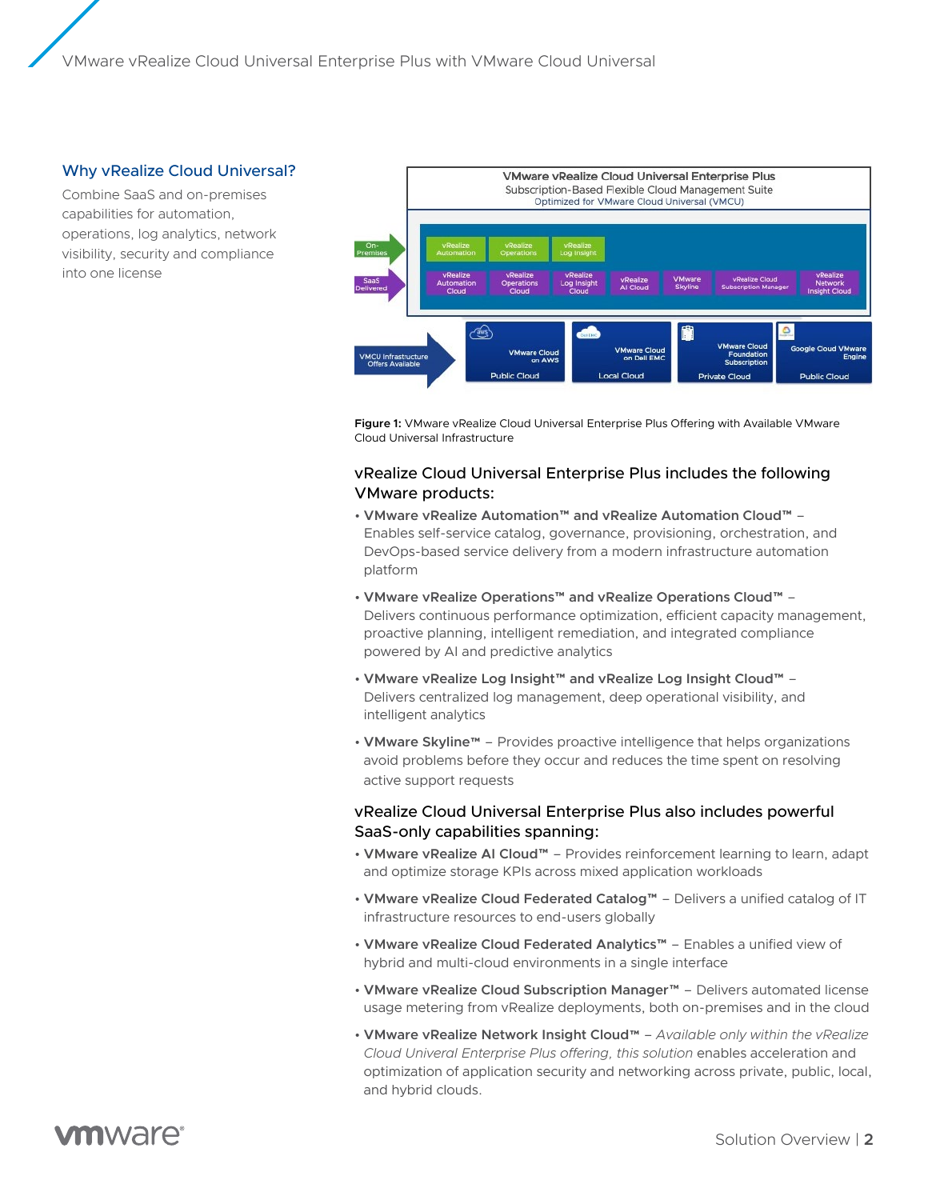## Why vRealize Cloud Universal?

Combine SaaS and on-premises capabilities for automation, operations, log analytics, network visibility, security and compliance into one license

**Figure 1:** VMware vRealize Cloud Universal Enterprise Plus Offering with Available VMware Cloud Universal Infrastructure

### vRealize Cloud Universal Enterprise Plus includes the following VMware products:

- **VMware vRealize Automation™ and vRealize Automation Cloud™** – Enables self-service catalog, governance, provisioning, orchestration, and DevOps-based service delivery from a modern infrastructure automation platform
- **VMware vRealize Operations™ and vRealize Operations Cloud™** – Delivers continuous performance optimization, efficient capacity management, proactive planning, intelligent remediation, and integrated compliance powered by AI and predictive analytics
- **VMware vRealize Log Insight™ and vRealize Log Insight Cloud™** – Delivers centralized log management, deep operational visibility, and intelligent analytics
- **VMware Skyline™** – Provides proactive intelligence that helps organizations avoid problems before they occur and reduces the time spent on resolving active support requests

### vRealize Cloud Universal Enterprise Plus also includes powerful SaaS-only capabilities spanning:

- **VMware vRealize AI Cloud™** – Provides reinforcement learning to learn, adapt and optimize storage KPIs across mixed application workloads
- **VMware vRealize Cloud Federated Catalog™** – Delivers a unified catalog of IT infrastructure resources to end-users globally
- **VMware vRealize Cloud Federated Analytics™** – Enables a unified view of hybrid and multi-cloud environments in a single interface
- **VMware vRealize Cloud Subscription Manager™** – Delivers automated license usage metering from vRealize deployments, both on-premises and in the cloud
- **VMware vRealize Network Insight Cloud™** – *Available only within the vRealize Cloud Univeral Enterprise Plus offering, this solution* enables acceleration and optimization of application security and networking across private, public, local, and hybrid clouds.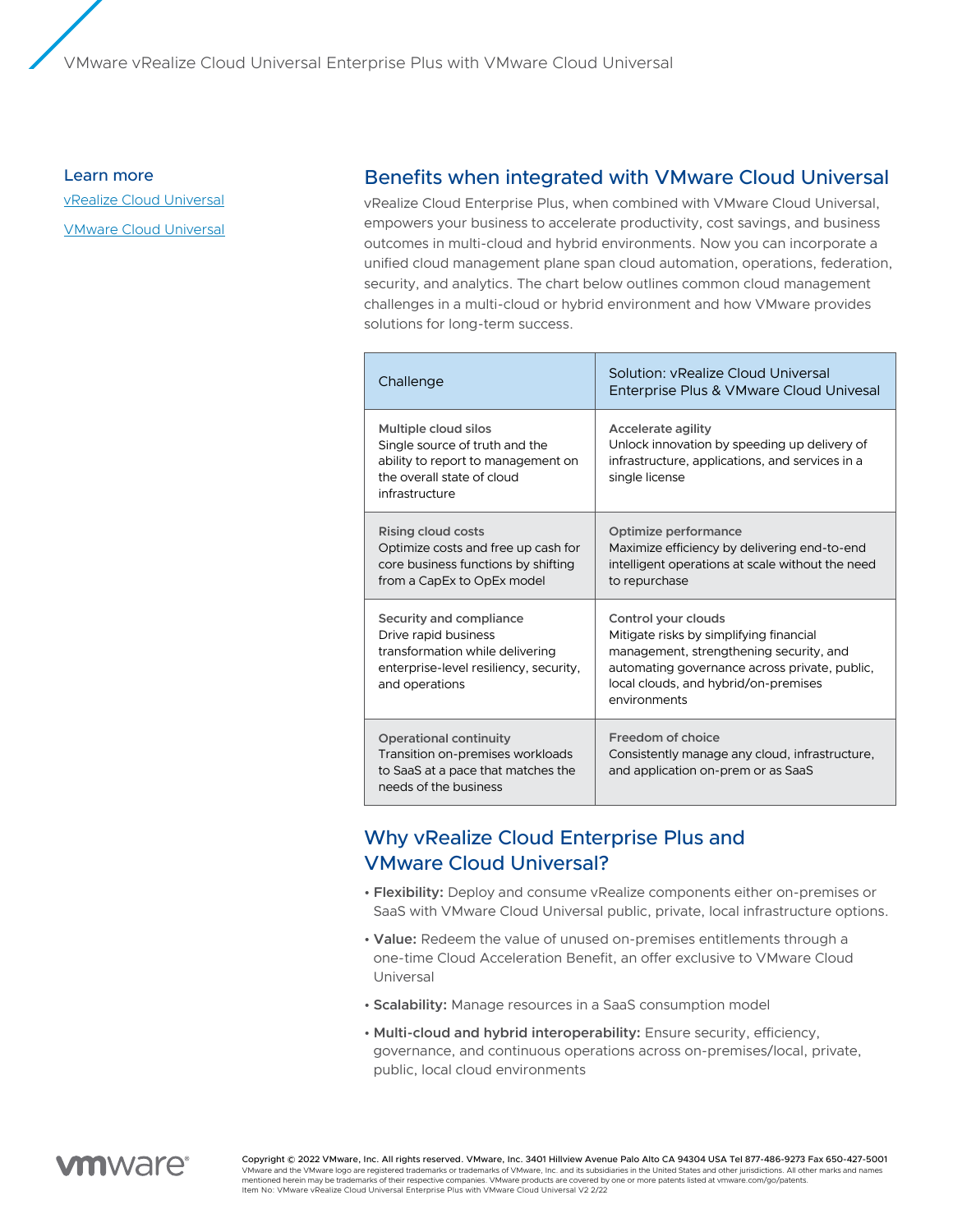## Learn more

vRealize Cloud Universal

VMware Cloud Universal

## Benefits when integrated with VMware Cloud Universal

vRealize Cloud Enterprise Plus, when combined with VMware Cloud Universal, empowers your business to accelerate productivity, cost savings, and business outcomes in multi-cloud and hybrid environments. Now you can incorporate a unified cloud management plane span cloud automation, operations, federation, security, and analytics. The chart below outlines common cloud management challenges in a multi-cloud or hybrid environment and how VMware provides solutions for long-term success.

| Challenge | Solution: vRealize Cloud Universal Enterprise Plus & VMware Cloud Univesal |
| --- | --- |
| **Multiple cloud silos**<br>Single source of truth and the ability to report to management on the overall state of cloud infrastructure | **Accelerate agility**<br>Unlock innovation by speeding up delivery of infrastructure, applications, and services in a single license |
| **Rising cloud costs**<br>Optimize costs and free up cash for core business functions by shifting from a CapEx to OpEx model | **Optimize performance**<br>Maximize efficiency by delivering end-to-end intelligent operations at scale without the need to repurchase |
| **Security and compliance**<br>Drive rapid business transformation while delivering enterprise-level resiliency, security, and operations | **Control your clouds**<br>Mitigate risks by simplifying financial management, strengthening security, and automating governance across private, public, local clouds, and hybrid/on-premises environments |
| **Operational continuity**<br>Transition on-premises workloads to SaaS at a pace that matches the needs of the business | **Freedom of choice**<br>Consistently manage any cloud, infrastructure, and application on-prem or as SaaS |

## Why vRealize Cloud Enterprise Plus and VMware Cloud Universal?

- **Flexibility:** Deploy and consume vRealize components either on-premises or SaaS with VMware Cloud Universal public, private, local infrastructure options.
- **Value:** Redeem the value of unused on-premises entitlements through a one-time Cloud Acceleration Benefit, an offer exclusive to VMware Cloud Universal
- **Scalability:** Manage resources in a SaaS consumption model
- **Multi-cloud and hybrid interoperability:** Ensure security, efficiency, governance, and continuous operations across on-premises/local, private, public, local cloud environments

Copyright © 2022 VMware, Inc. All rights reserved. VMware, Inc. 3401 Hillview Avenue Palo Alto CA 94304 USA Tel 877-486-9273 Fax 650-427-5001 VMware and the VMware logo are registered trademarks or trademarks of VMware, Inc. and its subsidiaries in the United States and other jurisdictions. All other marks and names mentioned herein may be trademarks of their respective companies. VMware products are covered by one or more patents listed at vmware.com/go/patents. Item No: VMware vRealize Cloud Universal Enterprise Plus with VMware Cloud Universal V2 2/22